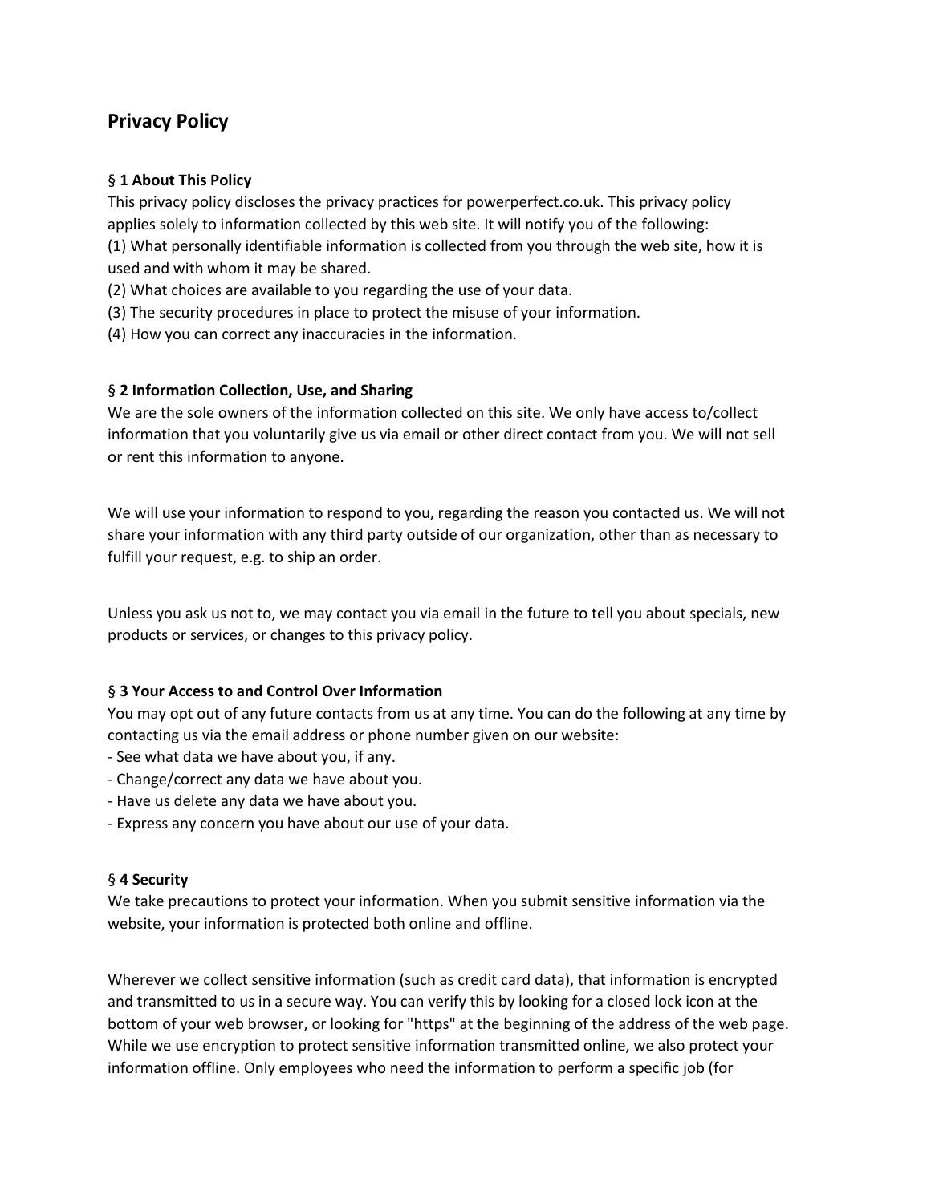# Privacy Policy

### § **1 About This Policy**

This privacy policy discloses the privacy practices for powerperfect.co.uk. This privacy policy applies solely to information collected by this web site. It will notify you of the following:

(1) What personally identifiable information is collected from you through the web site, how it is used and with whom it may be shared.

(2) What choices are available to you regarding the use of your data.

(3) The security procedures in place to protect the misuse of your information.

(4) How you can correct any inaccuracies in the information.

### § **2 Information Collection, Use, and Sharing**

We are the sole owners of the information collected on this site. We only have access to/collect information that you voluntarily give us via email or other direct contact from you. We will not sell or rent this information to anyone.

We will use your information to respond to you, regarding the reason you contacted us. We will not share your information with any third party outside of our organization, other than as necessary to fulfill your request, e.g. to ship an order.

Unless you ask us not to, we may contact you via email in the future to tell you about specials, new products or services, or changes to this privacy policy.

### § **3 Your Access to and Control Over Information**

You may opt out of any future contacts from us at any time. You can do the following at any time by contacting us via the email address or phone number given on our website:

- See what data we have about you, if any.
- Change/correct any data we have about you.
- Have us delete any data we have about you.
- Express any concern you have about our use of your data.

### § **4 Security**

We take precautions to protect your information. When you submit sensitive information via the website, your information is protected both online and offline.

Wherever we collect sensitive information (such as credit card data), that information is encrypted and transmitted to us in a secure way. You can verify this by looking for a closed lock icon at the bottom of your web browser, or looking for "https" at the beginning of the address of the web page. While we use encryption to protect sensitive information transmitted online, we also protect your information offline. Only employees who need the information to perform a specific job (for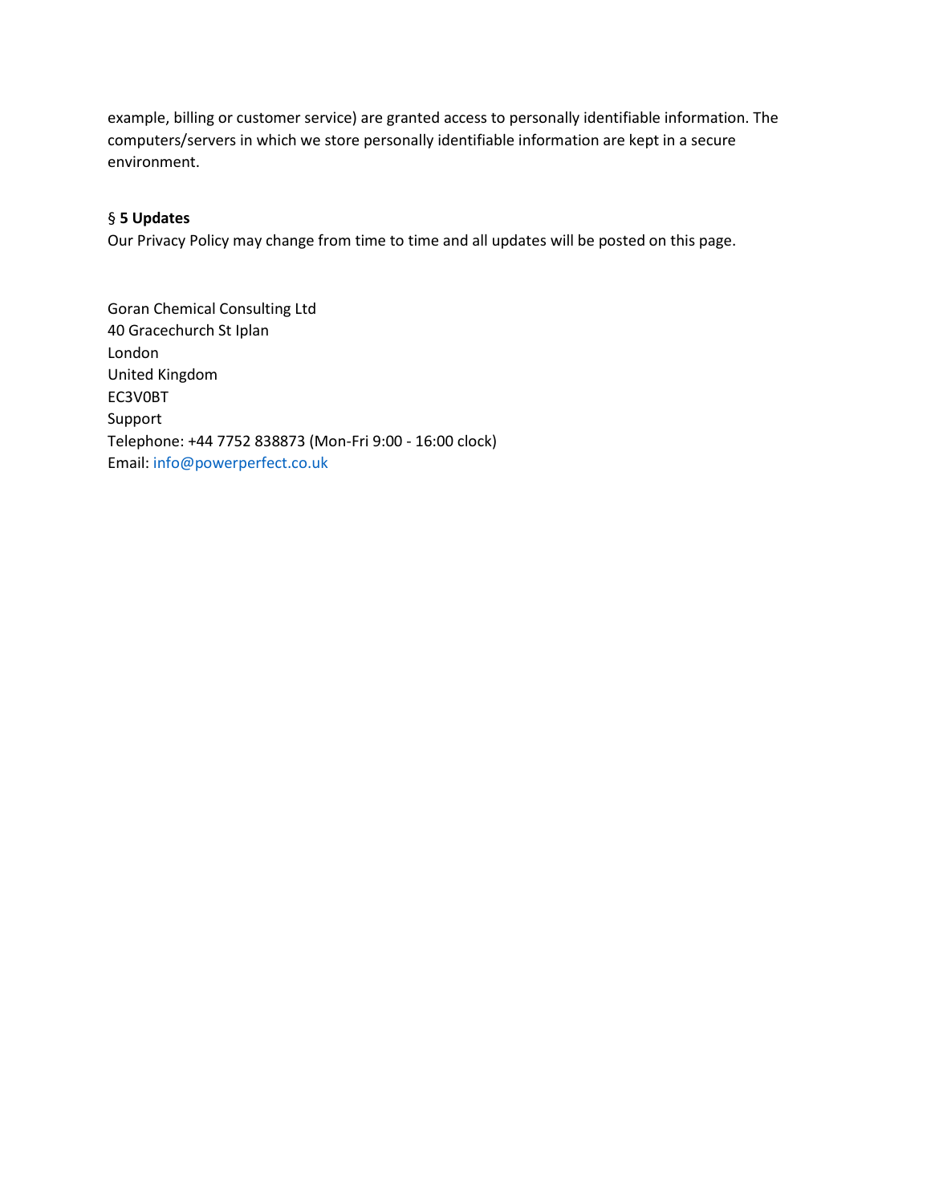example, billing or customer service) are granted access to personally identifiable information. The computers/servers in which we store personally identifiable information are kept in a secure environment.

§ **5 Updates**

Our Privacy Policy may change from time to time and all updates will be posted on this page.

Goran Chemical Consulting Ltd
40 Gracechurch St Iplan
London
United Kingdom
EC3V0BT
Support
Telephone: +44 7752 838873 (Mon-Fri 9:00 - 16:00 clock)
Email: info@powerperfect.co.uk